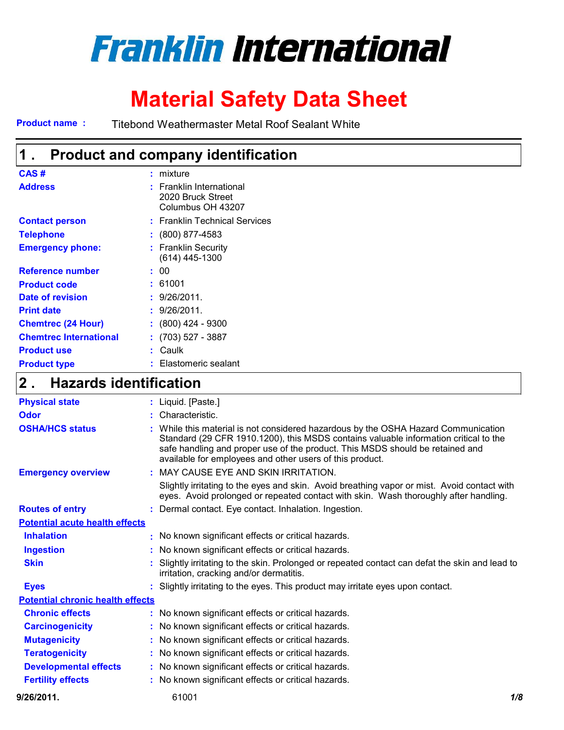# Franklin International

# Material Safety Data Sheet

**Product name :** Titebond Weathermaster Metal Roof Sealant White

## 1 . Product and company identification

| | |
|---|---|
| **CAS #** | : mixture |
| **Address** | : Franklin International<br>2020 Bruck Street<br>Columbus OH 43207 |
| **Contact person** | : Franklin Technical Services |
| **Telephone** | : (800) 877-4583 |
| **Emergency phone:** | : Franklin Security<br>(614) 445-1300 |
| **Reference number** | : 00 |
| **Product code** | : 61001 |
| **Date of revision** | : 9/26/2011. |
| **Print date** | : 9/26/2011. |
| **Chemtrec (24 Hour)** | : (800) 424 - 9300 |
| **Chemtrec International** | : (703) 527 - 3887 |
| **Product use** | : Caulk |
| **Product type** | : Elastomeric sealant |

## 2 . Hazards identification

| | |
|---|---|
| **Physical state** | : Liquid. [Paste.] |
| **Odor** | : Characteristic. |
| **OSHA/HCS status** | : While this material is not considered hazardous by the OSHA Hazard Communication Standard (29 CFR 1910.1200), this MSDS contains valuable information critical to the safe handling and proper use of the product. This MSDS should be retained and available for employees and other users of this product. |
| **Emergency overview** | : MAY CAUSE EYE AND SKIN IRRITATION.<br>Slightly irritating to the eyes and skin. Avoid breathing vapor or mist. Avoid contact with eyes. Avoid prolonged or repeated contact with skin. Wash thoroughly after handling. |
| **Routes of entry** | : Dermal contact. Eye contact. Inhalation. Ingestion. |

**Potential acute health effects**

| | |
|---|---|
| **Inhalation** | : No known significant effects or critical hazards. |
| **Ingestion** | : No known significant effects or critical hazards. |
| **Skin** | : Slightly irritating to the skin. Prolonged or repeated contact can defat the skin and lead to irritation, cracking and/or dermatitis. |
| **Eyes** | : Slightly irritating to the eyes. This product may irritate eyes upon contact. |

**Potential chronic health effects**

| | |
|---|---|
| **Chronic effects** | : No known significant effects or critical hazards. |
| **Carcinogenicity** | : No known significant effects or critical hazards. |
| **Mutagenicity** | : No known significant effects or critical hazards. |
| **Teratogenicity** | : No known significant effects or critical hazards. |
| **Developmental effects** | : No known significant effects or critical hazards. |
| **Fertility effects** | : No known significant effects or critical hazards. |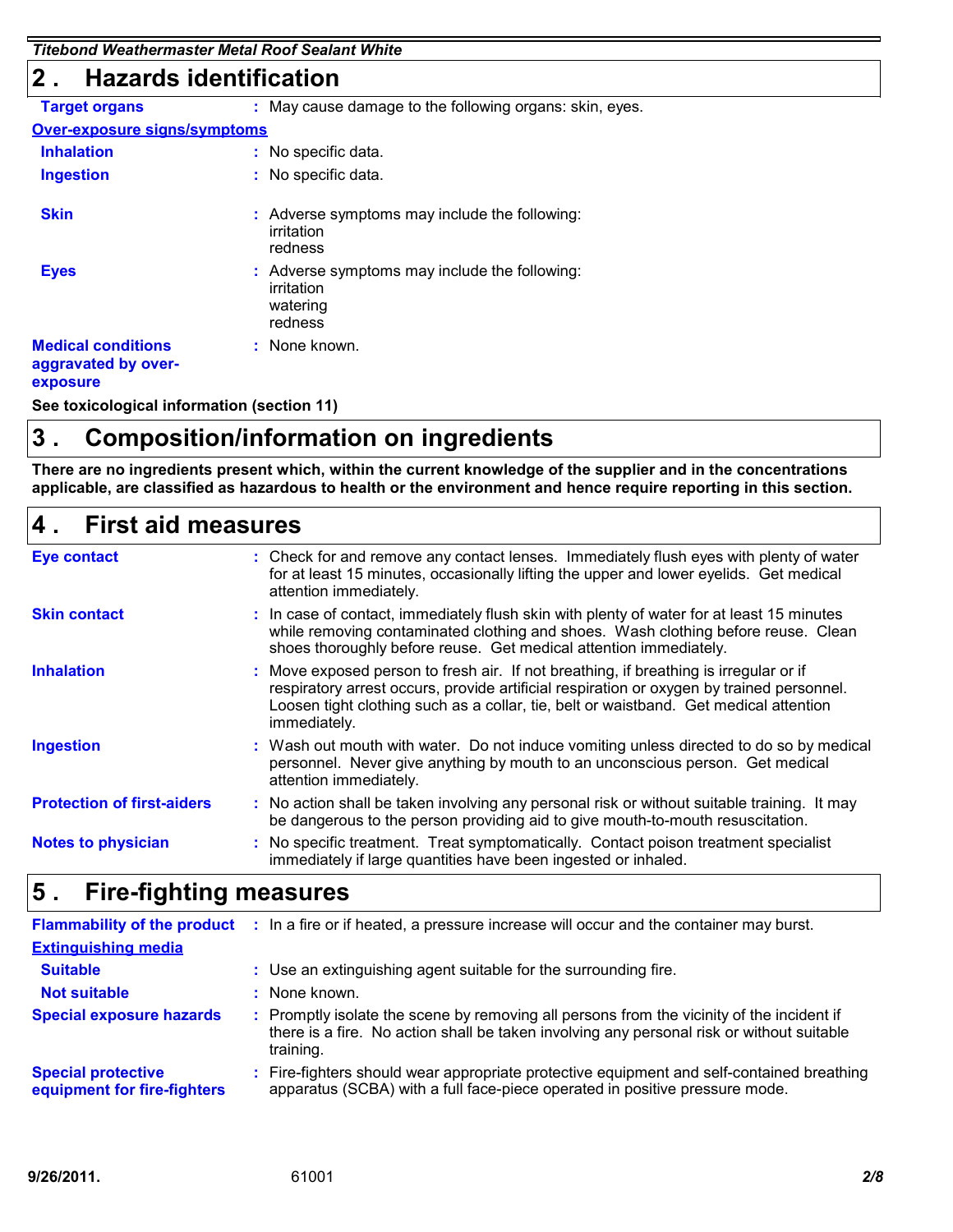## 2 . Hazards identification

| | |
|---|---|
| **Target organs** | May cause damage to the following organs: skin, eyes. |

**Over-exposure signs/symptoms**

| | |
|---|---|
| **Inhalation** | No specific data. |
| **Ingestion** | No specific data. |
| **Skin** | Adverse symptoms may include the following: irritation redness |
| **Eyes** | Adverse symptoms may include the following: irritation watering redness |
| **Medical conditions aggravated by over-exposure** | None known. |

**See toxicological information (section 11)**

## 3 . Composition/information on ingredients

**There are no ingredients present which, within the current knowledge of the supplier and in the concentrations applicable, are classified as hazardous to health or the environment and hence require reporting in this section.**

## 4 . First aid measures

| | |
|---|---|
| **Eye contact** | Check for and remove any contact lenses. Immediately flush eyes with plenty of water for at least 15 minutes, occasionally lifting the upper and lower eyelids. Get medical attention immediately. |
| **Skin contact** | In case of contact, immediately flush skin with plenty of water for at least 15 minutes while removing contaminated clothing and shoes. Wash clothing before reuse. Clean shoes thoroughly before reuse. Get medical attention immediately. |
| **Inhalation** | Move exposed person to fresh air. If not breathing, if breathing is irregular or if respiratory arrest occurs, provide artificial respiration or oxygen by trained personnel. Loosen tight clothing such as a collar, tie, belt or waistband. Get medical attention immediately. |
| **Ingestion** | Wash out mouth with water. Do not induce vomiting unless directed to do so by medical personnel. Never give anything by mouth to an unconscious person. Get medical attention immediately. |
| **Protection of first-aiders** | No action shall be taken involving any personal risk or without suitable training. It may be dangerous to the person providing aid to give mouth-to-mouth resuscitation. |
| **Notes to physician** | No specific treatment. Treat symptomatically. Contact poison treatment specialist immediately if large quantities have been ingested or inhaled. |

## 5 . Fire-fighting measures

| | |
|---|---|
| **Flammability of the product** | In a fire or if heated, a pressure increase will occur and the container may burst. |

**Extinguishing media**

| | |
|---|---|
| **Suitable** | Use an extinguishing agent suitable for the surrounding fire. |
| **Not suitable** | None known. |
| **Special exposure hazards** | Promptly isolate the scene by removing all persons from the vicinity of the incident if there is a fire. No action shall be taken involving any personal risk or without suitable training. |
| **Special protective equipment for fire-fighters** | Fire-fighters should wear appropriate protective equipment and self-contained breathing apparatus (SCBA) with a full face-piece operated in positive pressure mode. |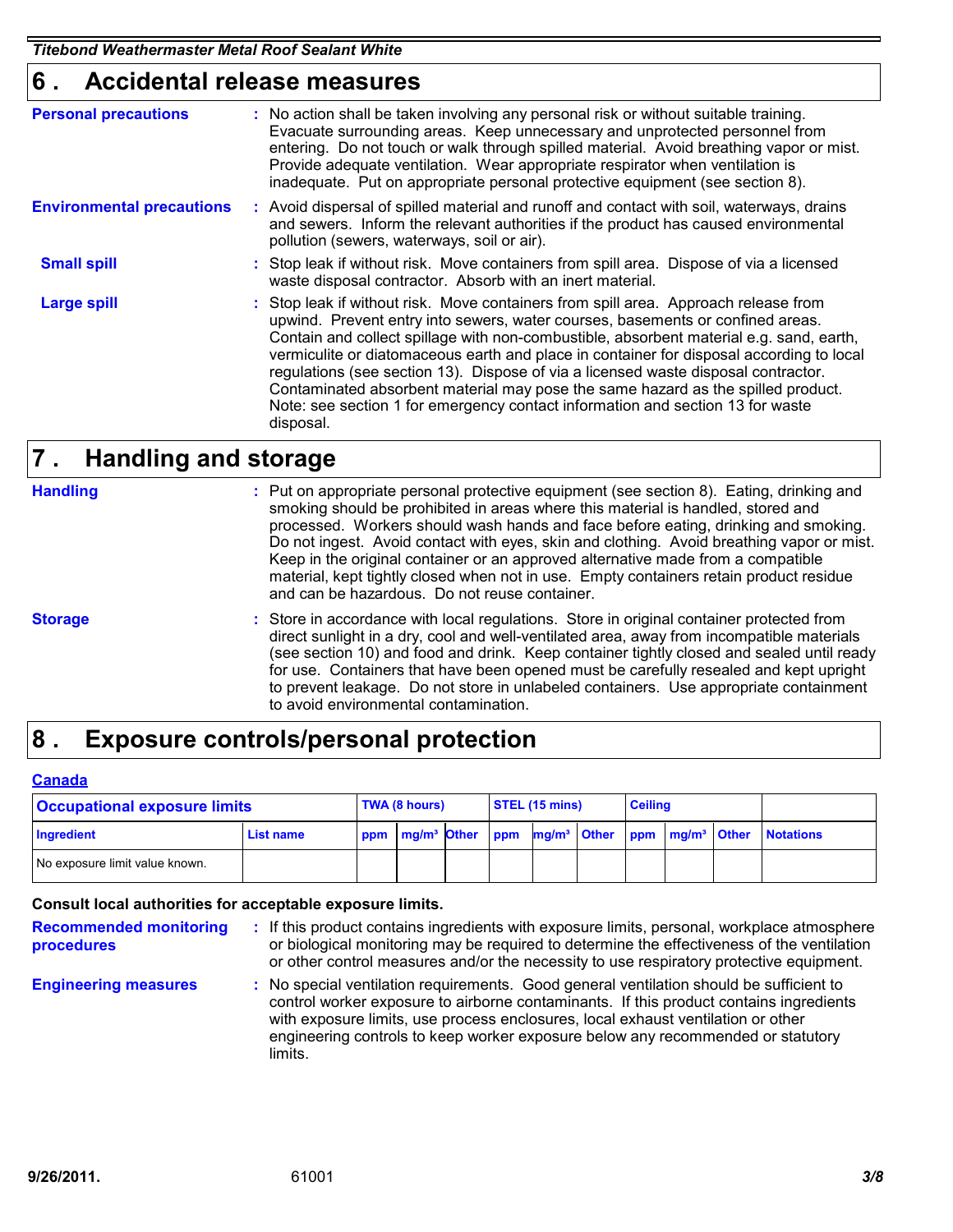## 6 . Accidental release measures

**Personal precautions** : No action shall be taken involving any personal risk or without suitable training. Evacuate surrounding areas. Keep unnecessary and unprotected personnel from entering. Do not touch or walk through spilled material. Avoid breathing vapor or mist. Provide adequate ventilation. Wear appropriate respirator when ventilation is inadequate. Put on appropriate personal protective equipment (see section 8).

**Environmental precautions** : Avoid dispersal of spilled material and runoff and contact with soil, waterways, drains and sewers. Inform the relevant authorities if the product has caused environmental pollution (sewers, waterways, soil or air).

**Small spill** : Stop leak if without risk. Move containers from spill area. Dispose of via a licensed waste disposal contractor. Absorb with an inert material.

**Large spill** : Stop leak if without risk. Move containers from spill area. Approach release from upwind. Prevent entry into sewers, water courses, basements or confined areas. Contain and collect spillage with non-combustible, absorbent material e.g. sand, earth, vermiculite or diatomaceous earth and place in container for disposal according to local regulations (see section 13). Dispose of via a licensed waste disposal contractor. Contaminated absorbent material may pose the same hazard as the spilled product. Note: see section 1 for emergency contact information and section 13 for waste disposal.

## 7 . Handling and storage

**Handling** : Put on appropriate personal protective equipment (see section 8). Eating, drinking and smoking should be prohibited in areas where this material is handled, stored and processed. Workers should wash hands and face before eating, drinking and smoking. Do not ingest. Avoid contact with eyes, skin and clothing. Avoid breathing vapor or mist. Keep in the original container or an approved alternative made from a compatible material, kept tightly closed when not in use. Empty containers retain product residue and can be hazardous. Do not reuse container.

**Storage** : Store in accordance with local regulations. Store in original container protected from direct sunlight in a dry, cool and well-ventilated area, away from incompatible materials (see section 10) and food and drink. Keep container tightly closed and sealed until ready for use. Containers that have been opened must be carefully resealed and kept upright to prevent leakage. Do not store in unlabeled containers. Use appropriate containment to avoid environmental contamination.

## 8 . Exposure controls/personal protection

**Canada**

| Occupational exposure limits | | TWA (8 hours) | | | STEL (15 mins) | | | Ceiling | | | |
|---|---|---|---|---|---|---|---|---|---|---|---|
| Ingredient | List name | ppm | mg/m³ | Other | ppm | mg/m³ | Other | ppm | mg/m³ | Other | Notations |
| No exposure limit value known. | | | | | | | | | | | |

**Consult local authorities for acceptable exposure limits.**

**Recommended monitoring procedures** : If this product contains ingredients with exposure limits, personal, workplace atmosphere or biological monitoring may be required to determine the effectiveness of the ventilation or other control measures and/or the necessity to use respiratory protective equipment.

**Engineering measures** : No special ventilation requirements. Good general ventilation should be sufficient to control worker exposure to airborne contaminants. If this product contains ingredients with exposure limits, use process enclosures, local exhaust ventilation or other engineering controls to keep worker exposure below any recommended or statutory limits.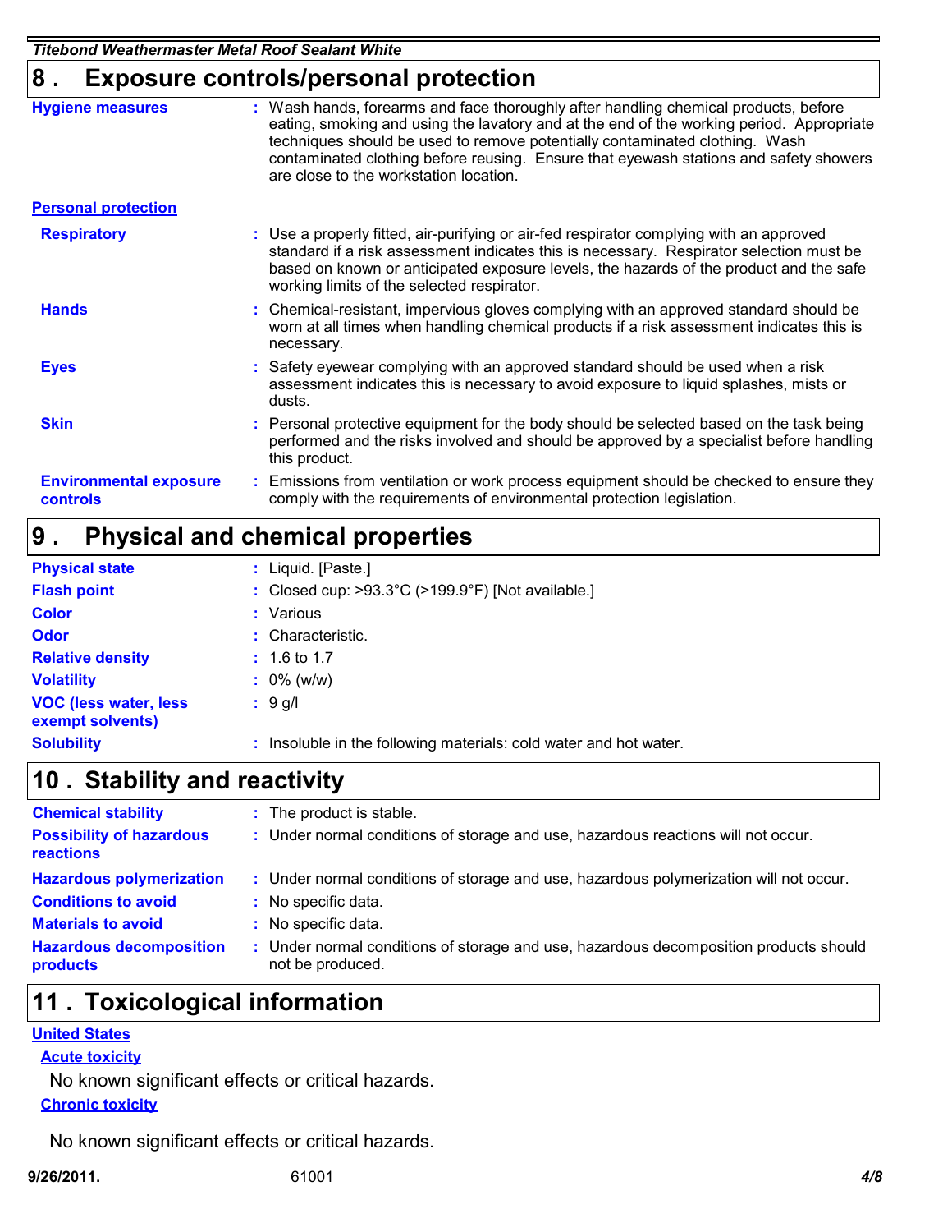## 8 . Exposure controls/personal protection

| | |
|---|---|
| **Hygiene measures** | Wash hands, forearms and face thoroughly after handling chemical products, before eating, smoking and using the lavatory and at the end of the working period. Appropriate techniques should be used to remove potentially contaminated clothing. Wash contaminated clothing before reusing. Ensure that eyewash stations and safety showers are close to the workstation location. |

**Personal protection**

| | |
|---|---|
| **Respiratory** | Use a properly fitted, air-purifying or air-fed respirator complying with an approved standard if a risk assessment indicates this is necessary. Respirator selection must be based on known or anticipated exposure levels, the hazards of the product and the safe working limits of the selected respirator. |
| **Hands** | Chemical-resistant, impervious gloves complying with an approved standard should be worn at all times when handling chemical products if a risk assessment indicates this is necessary. |
| **Eyes** | Safety eyewear complying with an approved standard should be used when a risk assessment indicates this is necessary to avoid exposure to liquid splashes, mists or dusts. |
| **Skin** | Personal protective equipment for the body should be selected based on the task being performed and the risks involved and should be approved by a specialist before handling this product. |
| **Environmental exposure controls** | Emissions from ventilation or work process equipment should be checked to ensure they comply with the requirements of environmental protection legislation. |

## 9 . Physical and chemical properties

| | |
|---|---|
| **Physical state** | Liquid. [Paste.] |
| **Flash point** | Closed cup: >93.3°C (>199.9°F) [Not available.] |
| **Color** | Various |
| **Odor** | Characteristic. |
| **Relative density** | 1.6 to 1.7 |
| **Volatility** | 0% (w/w) |
| **VOC (less water, less exempt solvents)** | 9 g/l |
| **Solubility** | Insoluble in the following materials: cold water and hot water. |

## 10 . Stability and reactivity

| | |
|---|---|
| **Chemical stability** | The product is stable. |
| **Possibility of hazardous reactions** | Under normal conditions of storage and use, hazardous reactions will not occur. |
| **Hazardous polymerization** | Under normal conditions of storage and use, hazardous polymerization will not occur. |
| **Conditions to avoid** | No specific data. |
| **Materials to avoid** | No specific data. |
| **Hazardous decomposition products** | Under normal conditions of storage and use, hazardous decomposition products should not be produced. |

## 11 . Toxicological information

**United States**

**Acute toxicity**

No known significant effects or critical hazards.

**Chronic toxicity**

No known significant effects or critical hazards.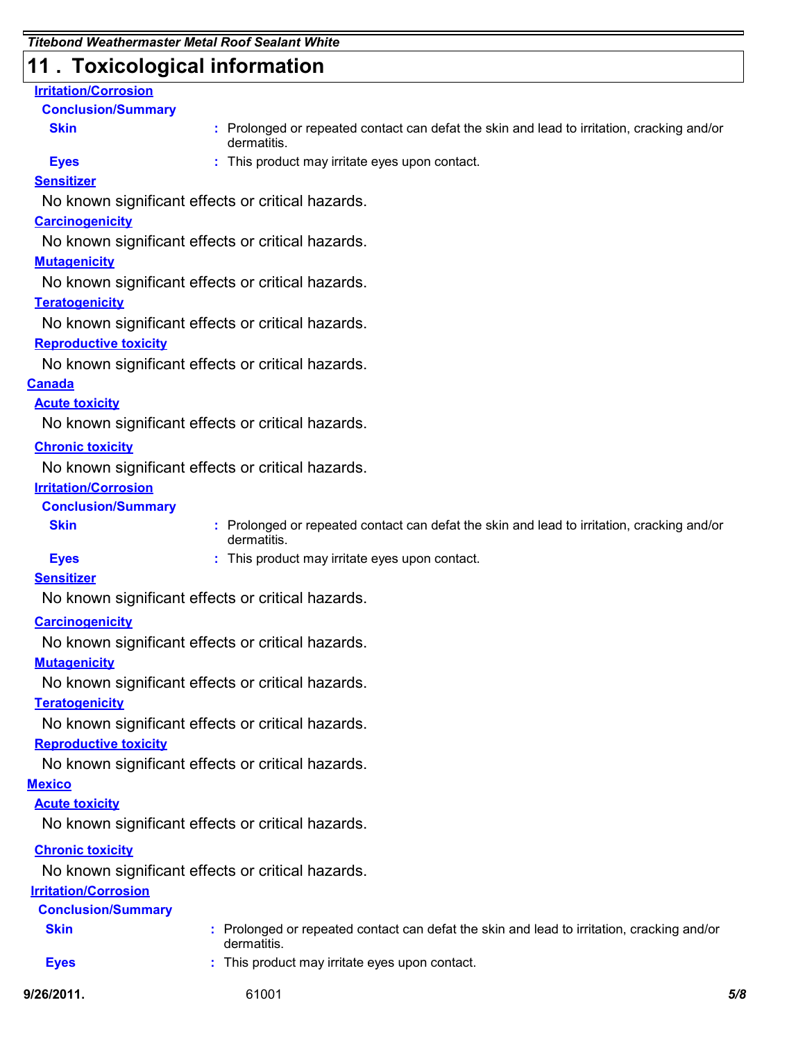## 11 . Toxicological information

**Irritation/Corrosion**

**Conclusion/Summary**

**Skin** : Prolonged or repeated contact can defat the skin and lead to irritation, cracking and/or dermatitis.

**Eyes** : This product may irritate eyes upon contact.

**Sensitizer**

No known significant effects or critical hazards.

**Carcinogenicity**

No known significant effects or critical hazards.

**Mutagenicity**

No known significant effects or critical hazards.

**Teratogenicity**

No known significant effects or critical hazards.

**Reproductive toxicity**

No known significant effects or critical hazards.

**Canada**

**Acute toxicity**

No known significant effects or critical hazards.

**Chronic toxicity**

No known significant effects or critical hazards.

**Irritation/Corrosion**

**Conclusion/Summary**

**Skin** : Prolonged or repeated contact can defat the skin and lead to irritation, cracking and/or dermatitis.

**Eyes** : This product may irritate eyes upon contact.

**Sensitizer**

No known significant effects or critical hazards.

**Carcinogenicity**

No known significant effects or critical hazards.

**Mutagenicity**

No known significant effects or critical hazards.

**Teratogenicity**

No known significant effects or critical hazards.

**Reproductive toxicity**

No known significant effects or critical hazards.

**Mexico**

**Acute toxicity**

No known significant effects or critical hazards.

**Chronic toxicity**

No known significant effects or critical hazards.

**Irritation/Corrosion**

**Conclusion/Summary**

**Skin** : Prolonged or repeated contact can defat the skin and lead to irritation, cracking and/or dermatitis.

**Eyes** : This product may irritate eyes upon contact.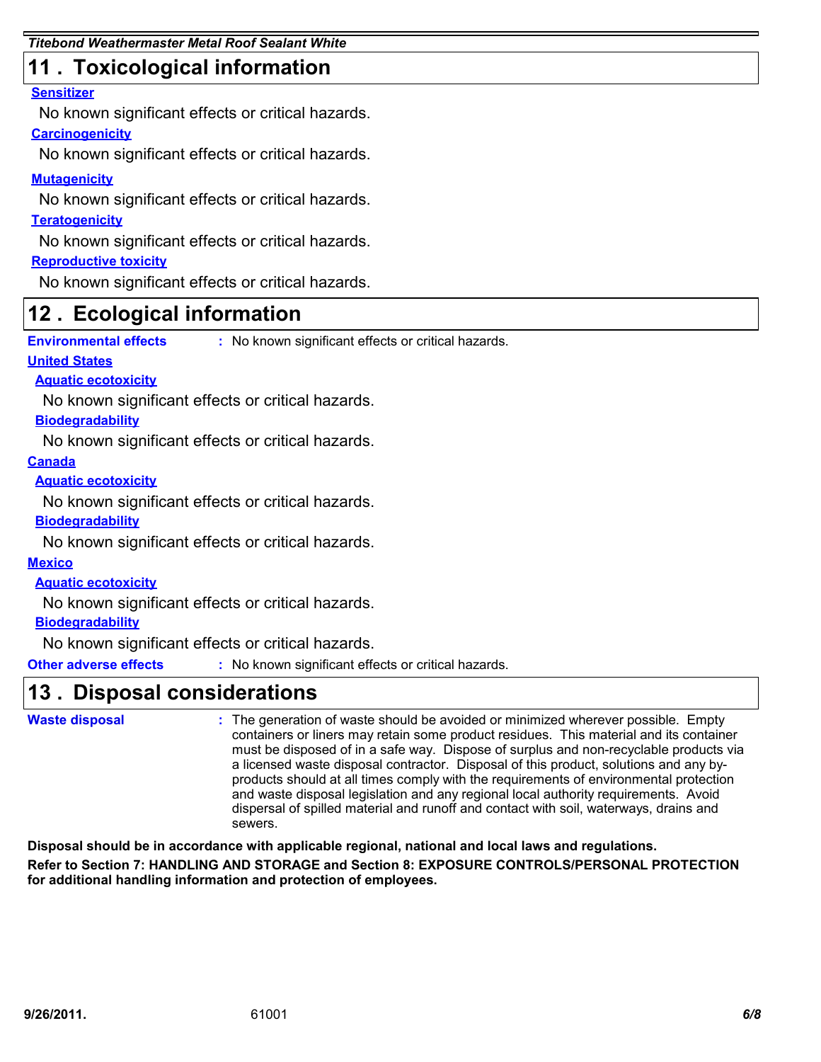## 11 . Toxicological information

**Sensitizer**

No known significant effects or critical hazards.

**Carcinogenicity**

No known significant effects or critical hazards.

**Mutagenicity**

No known significant effects or critical hazards.

**Teratogenicity**

No known significant effects or critical hazards.

**Reproductive toxicity**

No known significant effects or critical hazards.

## 12 . Ecological information

**Environmental effects** : No known significant effects or critical hazards.

**United States**

**Aquatic ecotoxicity**

No known significant effects or critical hazards.

**Biodegradability**

No known significant effects or critical hazards.

**Canada**

**Aquatic ecotoxicity**

No known significant effects or critical hazards.

**Biodegradability**

No known significant effects or critical hazards.

**Mexico**

**Aquatic ecotoxicity**

No known significant effects or critical hazards.

**Biodegradability**

No known significant effects or critical hazards.

**Other adverse effects** : No known significant effects or critical hazards.

## 13 . Disposal considerations

**Waste disposal** : The generation of waste should be avoided or minimized wherever possible. Empty containers or liners may retain some product residues. This material and its container must be disposed of in a safe way. Dispose of surplus and non-recyclable products via a licensed waste disposal contractor. Disposal of this product, solutions and any by-products should at all times comply with the requirements of environmental protection and waste disposal legislation and any regional local authority requirements. Avoid dispersal of spilled material and runoff and contact with soil, waterways, drains and sewers.

**Disposal should be in accordance with applicable regional, national and local laws and regulations.**

**Refer to Section 7: HANDLING AND STORAGE and Section 8: EXPOSURE CONTROLS/PERSONAL PROTECTION for additional handling information and protection of employees.**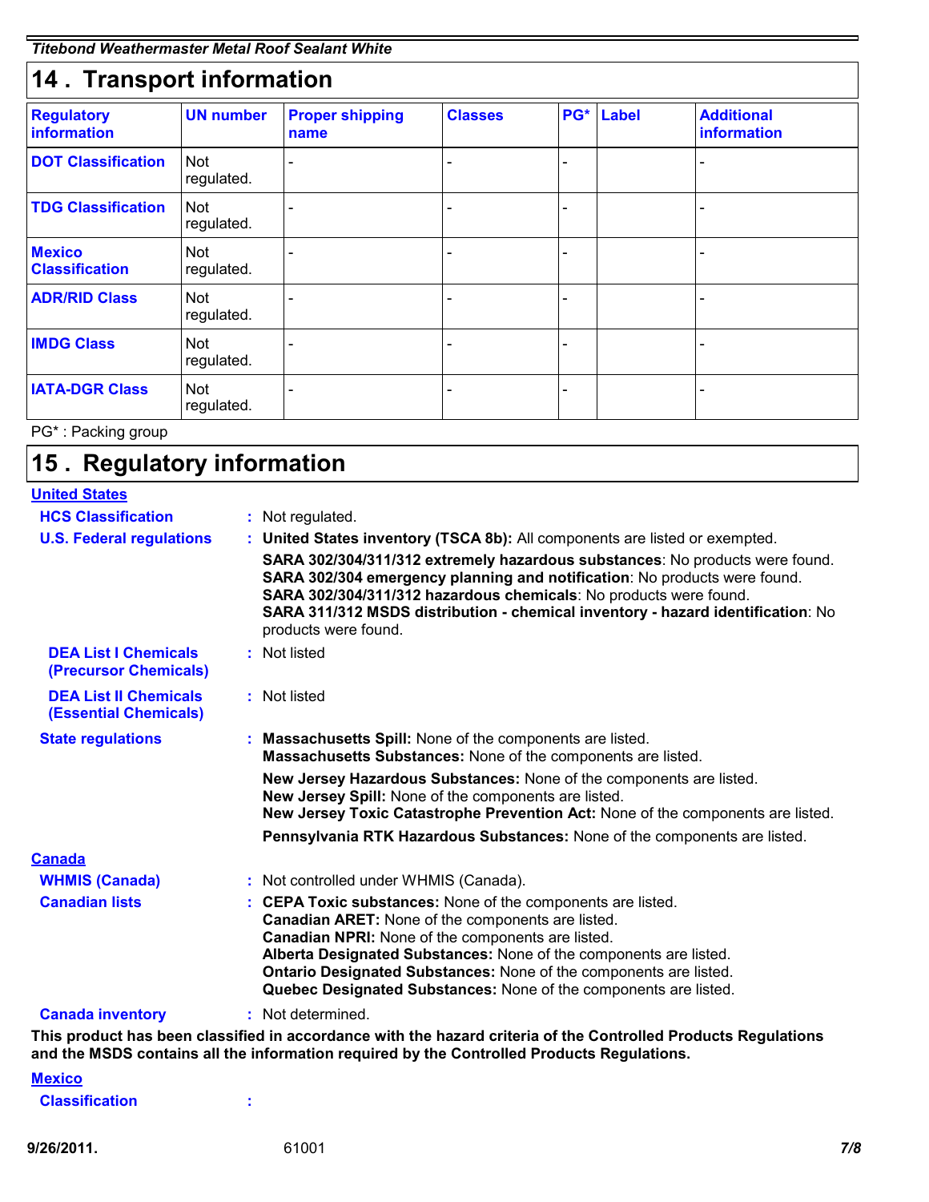## 14 . Transport information

| Regulatory information | UN number | Proper shipping name | Classes | PG* | Label | Additional information |
|---|---|---|---|---|---|---|
| **DOT Classification** | Not regulated. | - | - | - | | - |
| **TDG Classification** | Not regulated. | - | - | - | | - |
| **Mexico Classification** | Not regulated. | - | - | - | | - |
| **ADR/RID Class** | Not regulated. | - | - | - | | - |
| **IMDG Class** | Not regulated. | - | - | - | | - |
| **IATA-DGR Class** | Not regulated. | - | - | - | | - |

PG* : Packing group

## 15 . Regulatory information

**United States**

**HCS Classification** : Not regulated.

**U.S. Federal regulations** : **United States inventory (TSCA 8b):** All components are listed or exempted.
**SARA 302/304/311/312 extremely hazardous substances**: No products were found.
**SARA 302/304 emergency planning and notification**: No products were found.
**SARA 302/304/311/312 hazardous chemicals**: No products were found.
**SARA 311/312 MSDS distribution - chemical inventory - hazard identification**: No products were found.

**DEA List I Chemicals (Precursor Chemicals)** : Not listed

**DEA List II Chemicals (Essential Chemicals)** : Not listed

**State regulations** : **Massachusetts Spill:** None of the components are listed.
**Massachusetts Substances:** None of the components are listed.
**New Jersey Hazardous Substances:** None of the components are listed.
**New Jersey Spill:** None of the components are listed.
**New Jersey Toxic Catastrophe Prevention Act:** None of the components are listed.
**Pennsylvania RTK Hazardous Substances:** None of the components are listed.

**Canada**

**WHMIS (Canada)** : Not controlled under WHMIS (Canada).

**Canadian lists** : **CEPA Toxic substances:** None of the components are listed.
**Canadian ARET:** None of the components are listed.
**Canadian NPRI:** None of the components are listed.
**Alberta Designated Substances:** None of the components are listed.
**Ontario Designated Substances:** None of the components are listed.
**Quebec Designated Substances:** None of the components are listed.

**Canada inventory** : Not determined.

**This product has been classified in accordance with the hazard criteria of the Controlled Products Regulations and the MSDS contains all the information required by the Controlled Products Regulations.**

**Mexico**

**Classification** :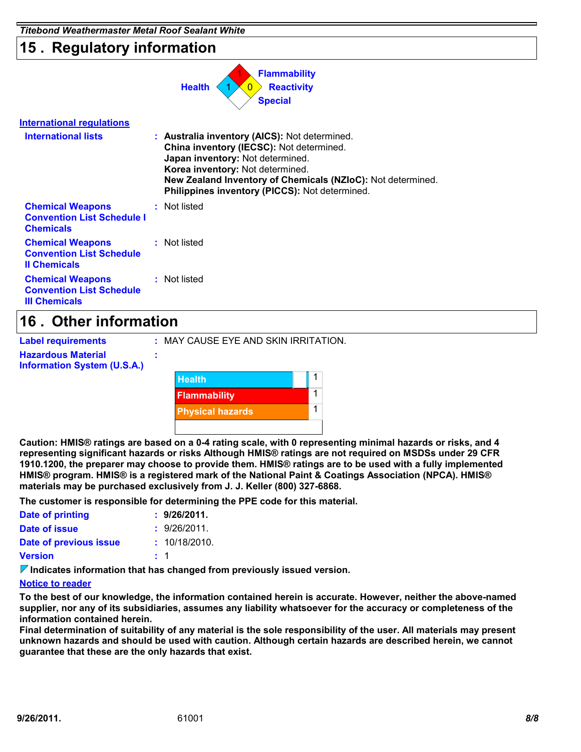## 15 . Regulatory information

Health 1
Flammability 1
Reactivity 0
Special

**International regulations**

| | |
|---|---|
| **International lists** | **Australia inventory (AICS):** Not determined.<br>**China inventory (IECSC):** Not determined.<br>**Japan inventory:** Not determined.<br>**Korea inventory:** Not determined.<br>**New Zealand Inventory of Chemicals (NZIoC):** Not determined.<br>**Philippines inventory (PICCS):** Not determined. |
| **Chemical Weapons Convention List Schedule I Chemicals** | Not listed |
| **Chemical Weapons Convention List Schedule II Chemicals** | Not listed |
| **Chemical Weapons Convention List Schedule III Chemicals** | Not listed |

## 16 . Other information

**Label requirements** : MAY CAUSE EYE AND SKIN IRRITATION.

**Hazardous Material Information System (U.S.A.)** :

| | |
|---|---|
| Health | 1 |
| Flammability | 1 |
| Physical hazards | 1 |

**Caution: HMIS® ratings are based on a 0-4 rating scale, with 0 representing minimal hazards or risks, and 4 representing significant hazards or risks Although HMIS® ratings are not required on MSDSs under 29 CFR 1910.1200, the preparer may choose to provide them. HMIS® ratings are to be used with a fully implemented HMIS® program. HMIS® is a registered mark of the National Paint & Coatings Association (NPCA). HMIS® materials may be purchased exclusively from J. J. Keller (800) 327-6868.**

**The customer is responsible for determining the PPE code for this material.**

**Date of printing** : **9/26/2011.**

**Date of issue** : 9/26/2011.

**Date of previous issue** : 10/18/2010.

**Version** : 1

**Indicates information that has changed from previously issued version.**

**Notice to reader**

**To the best of our knowledge, the information contained herein is accurate. However, neither the above-named supplier, nor any of its subsidiaries, assumes any liability whatsoever for the accuracy or completeness of the information contained herein.**
**Final determination of suitability of any material is the sole responsibility of the user. All materials may present unknown hazards and should be used with caution. Although certain hazards are described herein, we cannot guarantee that these are the only hazards that exist.**